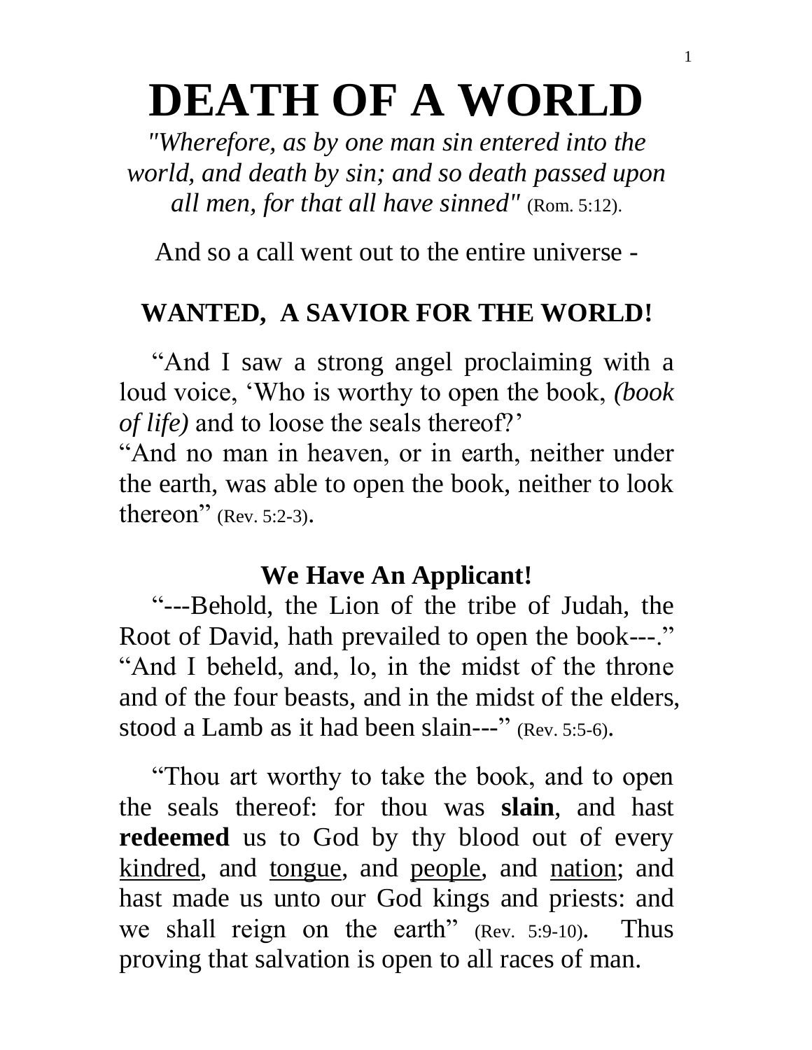# DEATH OF A WORLD

*"Wherefore, as by one man sin entered into the world, and death by sin; and so death passed upon all men, for that all have sinned"* (Rom. 5:12).

And so a call went out to the entire universe -

## WANTED, A SAVIOR FOR THE WORLD!

"And I saw a strong angel proclaiming with a loud voice, 'Who is worthy to open the book, *(book of life)* and to loose the seals thereof?'
"And no man in heaven, or in earth, neither under the earth, was able to open the book, neither to look thereon" (Rev. 5:2-3).

### We Have An Applicant!

"---Behold, the Lion of the tribe of Judah, the Root of David, hath prevailed to open the book---."
"And I beheld, and, lo, in the midst of the throne and of the four beasts, and in the midst of the elders, stood a Lamb as it had been slain---" (Rev. 5:5-6).

"Thou art worthy to take the book, and to open the seals thereof: for thou was **slain**, and hast **redeemed** us to God by thy blood out of every <u>kindred</u>, and <u>tongue</u>, and <u>people</u>, and <u>nation</u>; and hast made us unto our God kings and priests: and we shall reign on the earth" (Rev. 5:9-10). Thus proving that salvation is open to all races of man.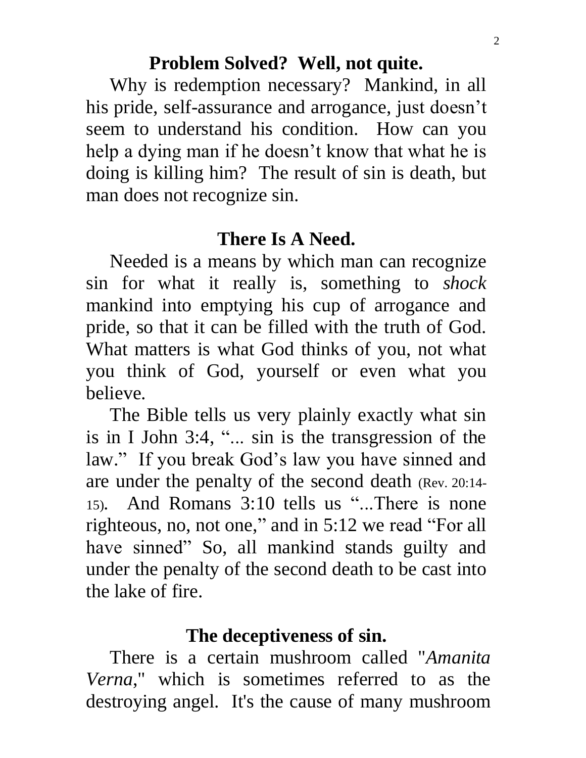## Problem Solved? Well, not quite.

Why is redemption necessary? Mankind, in all his pride, self-assurance and arrogance, just doesn't seem to understand his condition. How can you help a dying man if he doesn't know that what he is doing is killing him? The result of sin is death, but man does not recognize sin.

## There Is A Need.

Needed is a means by which man can recognize sin for what it really is, something to *shock* mankind into emptying his cup of arrogance and pride, so that it can be filled with the truth of God. What matters is what God thinks of you, not what you think of God, yourself or even what you believe.

The Bible tells us very plainly exactly what sin is in I John 3:4, "... sin is the transgression of the law." If you break God's law you have sinned and are under the penalty of the second death (Rev. 20:14-15). And Romans 3:10 tells us "...There is none righteous, no, not one," and in 5:12 we read "For all have sinned" So, all mankind stands guilty and under the penalty of the second death to be cast into the lake of fire.

## The deceptiveness of sin.

There is a certain mushroom called "*Amanita Verna*," which is sometimes referred to as the destroying angel. It's the cause of many mushroom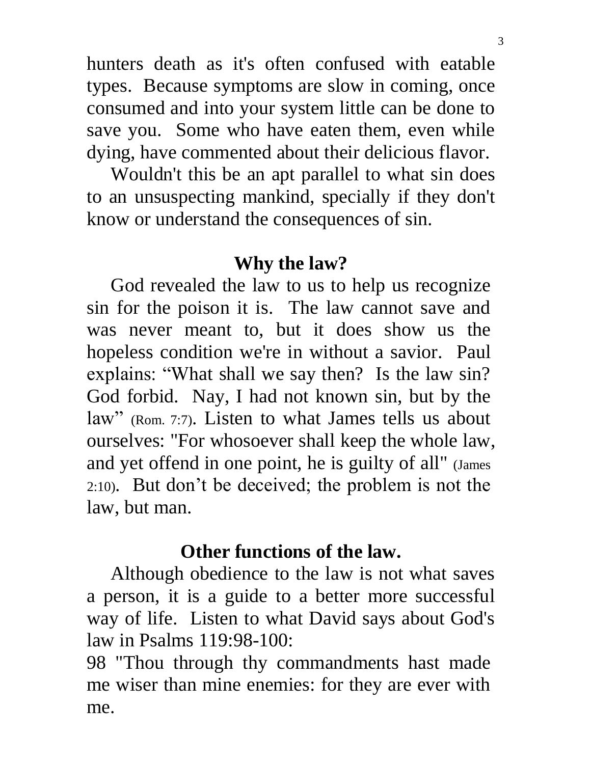hunters death as it's often confused with eatable types. Because symptoms are slow in coming, once consumed and into your system little can be done to save you. Some who have eaten them, even while dying, have commented about their delicious flavor.

Wouldn't this be an apt parallel to what sin does to an unsuspecting mankind, specially if they don't know or understand the consequences of sin.

## Why the law?

God revealed the law to us to help us recognize sin for the poison it is. The law cannot save and was never meant to, but it does show us the hopeless condition we're in without a savior. Paul explains: "What shall we say then? Is the law sin? God forbid. Nay, I had not known sin, but by the law" (Rom. 7:7). Listen to what James tells us about ourselves: "For whosoever shall keep the whole law, and yet offend in one point, he is guilty of all" (James 2:10). But don't be deceived; the problem is not the law, but man.

## Other functions of the law.

Although obedience to the law is not what saves a person, it is a guide to a better more successful way of life. Listen to what David says about God's law in Psalms 119:98-100:

98 "Thou through thy commandments hast made me wiser than mine enemies: for they are ever with me.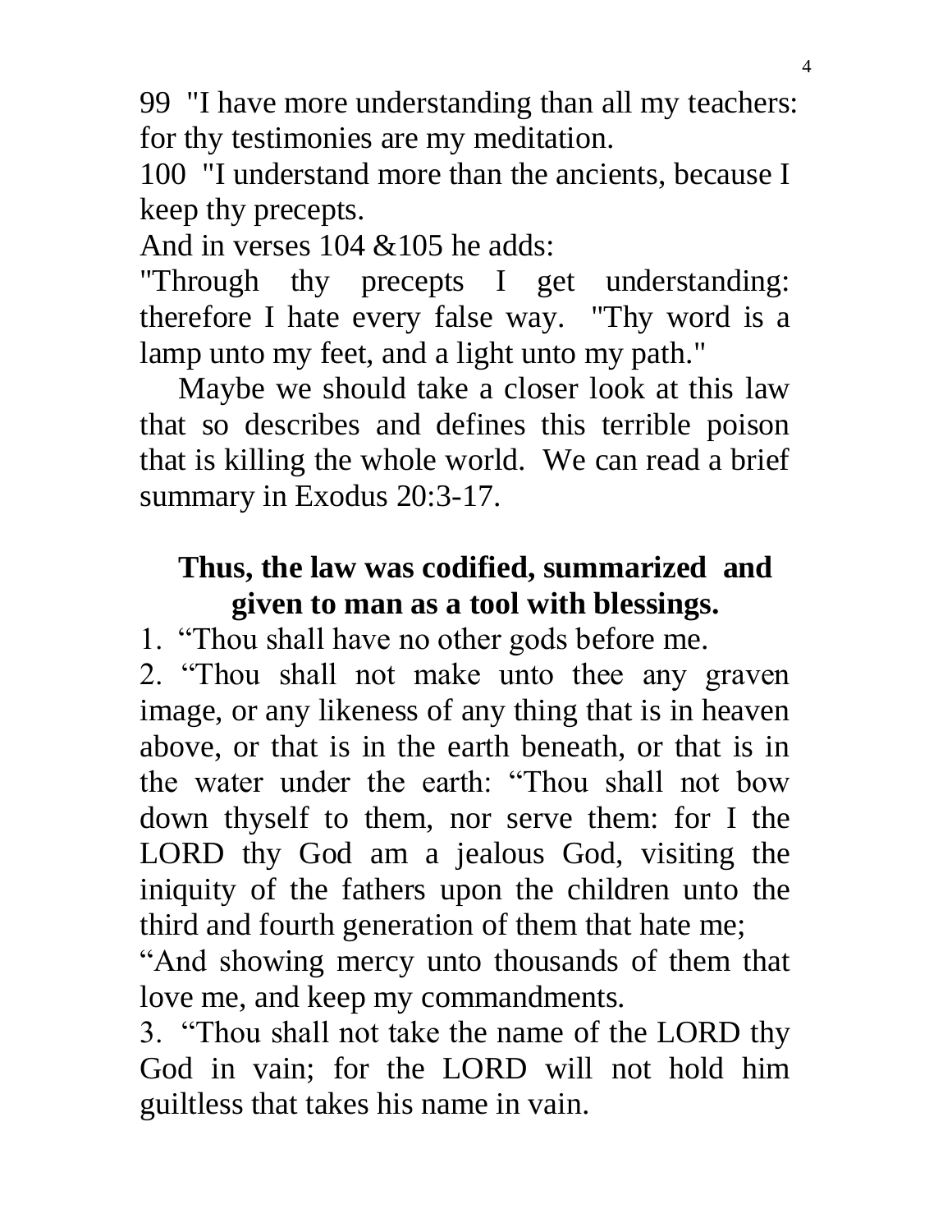99 "I have more understanding than all my teachers: for thy testimonies are my meditation.

100 "I understand more than the ancients, because I keep thy precepts.

And in verses 104 &105 he adds:

"Through thy precepts I get understanding: therefore I hate every false way. "Thy word is a lamp unto my feet, and a light unto my path."

Maybe we should take a closer look at this law that so describes and defines this terrible poison that is killing the whole world. We can read a brief summary in Exodus 20:3-17.

**Thus, the law was codified, summarized and given to man as a tool with blessings.**

1. "Thou shall have no other gods before me.

2. "Thou shall not make unto thee any graven image, or any likeness of any thing that is in heaven above, or that is in the earth beneath, or that is in the water under the earth: "Thou shall not bow down thyself to them, nor serve them: for I the LORD thy God am a jealous God, visiting the iniquity of the fathers upon the children unto the third and fourth generation of them that hate me;

"And showing mercy unto thousands of them that love me, and keep my commandments.

3. "Thou shall not take the name of the LORD thy God in vain; for the LORD will not hold him guiltless that takes his name in vain.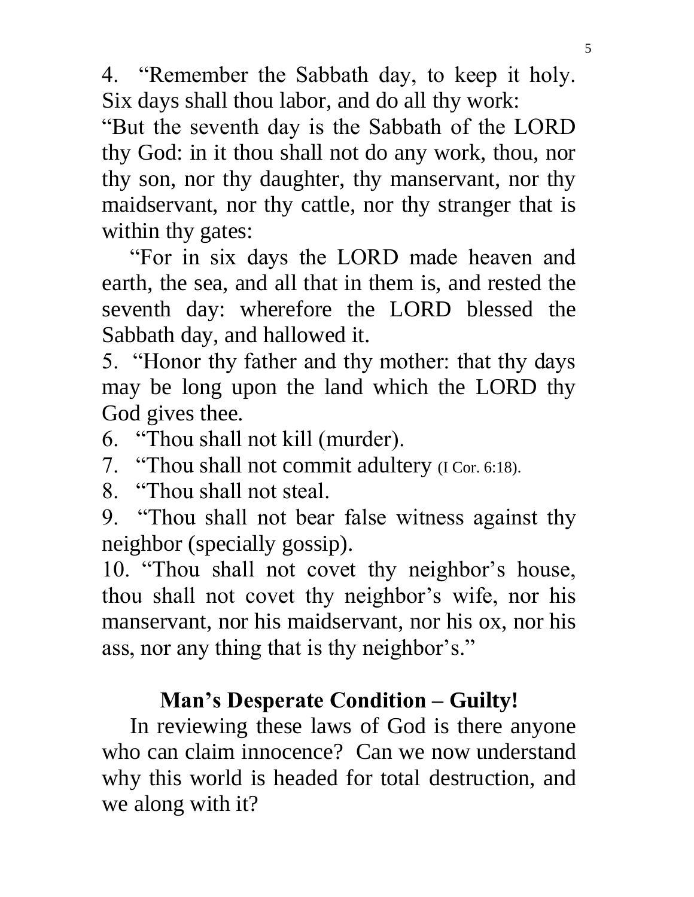4. “Remember the Sabbath day, to keep it holy. Six days shall thou labor, and do all thy work:

“But the seventh day is the Sabbath of the LORD thy God: in it thou shall not do any work, thou, nor thy son, nor thy daughter, thy manservant, nor thy maidservant, nor thy cattle, nor thy stranger that is within thy gates:

“For in six days the LORD made heaven and earth, the sea, and all that in them is, and rested the seventh day: wherefore the LORD blessed the Sabbath day, and hallowed it.

5. “Honor thy father and thy mother: that thy days may be long upon the land which the LORD thy God gives thee.

6. “Thou shall not kill (murder).

7. “Thou shall not commit adultery (I Cor. 6:18).

8. “Thou shall not steal.

9. “Thou shall not bear false witness against thy neighbor (specially gossip).

10. “Thou shall not covet thy neighbor’s house, thou shall not covet thy neighbor’s wife, nor his manservant, nor his maidservant, nor his ox, nor his ass, nor any thing that is thy neighbor’s.”

## Man’s Desperate Condition – Guilty!

In reviewing these laws of God is there anyone who can claim innocence? Can we now understand why this world is headed for total destruction, and we along with it?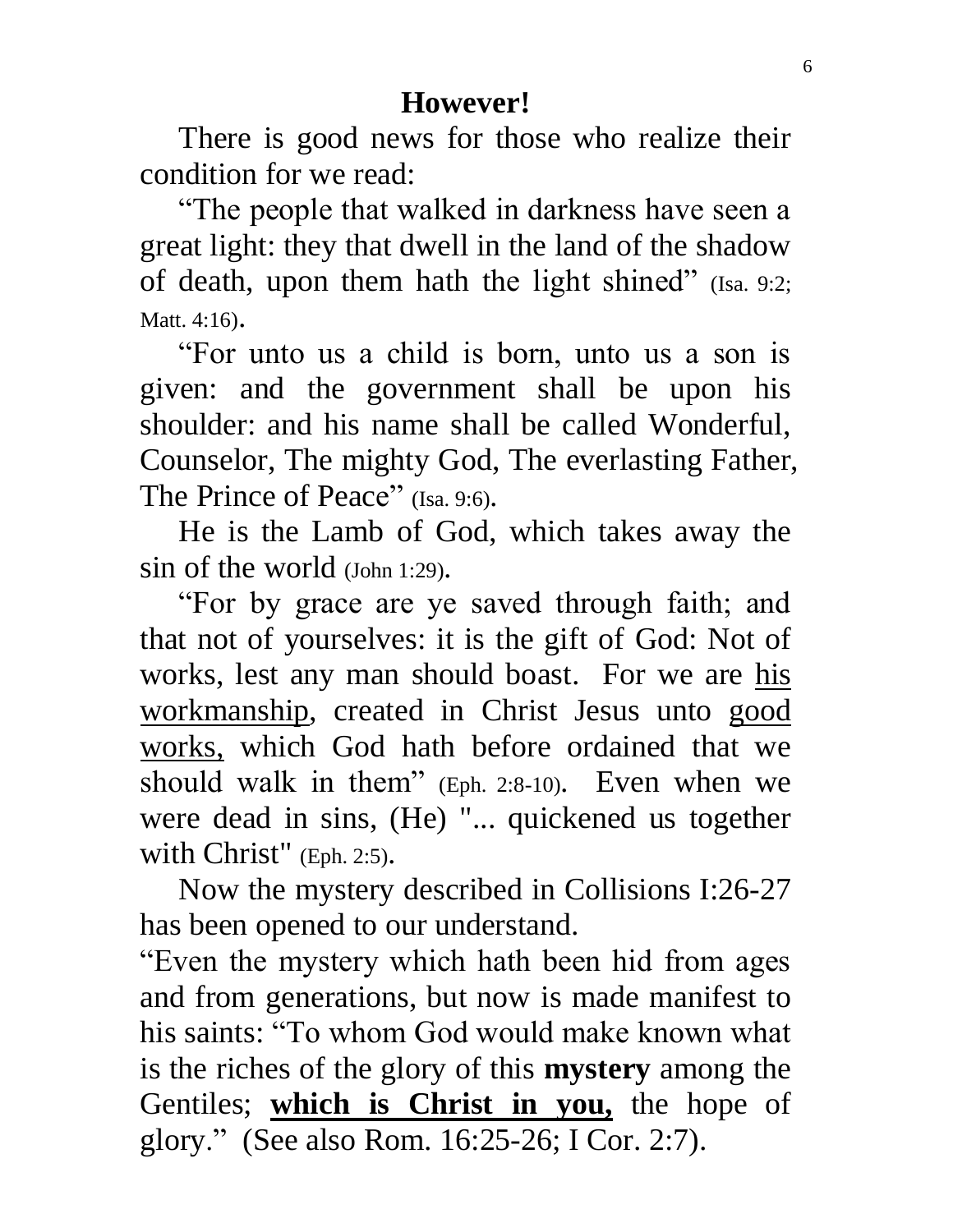## However!

There is good news for those who realize their condition for we read:

"The people that walked in darkness have seen a great light: they that dwell in the land of the shadow of death, upon them hath the light shined" (Isa. 9:2; Matt. 4:16).

"For unto us a child is born, unto us a son is given: and the government shall be upon his shoulder: and his name shall be called Wonderful, Counselor, The mighty God, The everlasting Father, The Prince of Peace" (Isa. 9:6).

He is the Lamb of God, which takes away the sin of the world (John 1:29).

"For by grace are ye saved through faith; and that not of yourselves: it is the gift of God: Not of works, lest any man should boast. For we are <u>his workmanship</u>, created in Christ Jesus unto <u>good works,</u> which God hath before ordained that we should walk in them" (Eph. 2:8-10). Even when we were dead in sins, (He) "... quickened us together with Christ" (Eph. 2:5).

Now the mystery described in Collisions I:26-27 has been opened to our understand.

"Even the mystery which hath been hid from ages and from generations, but now is made manifest to his saints: "To whom God would make known what is the riches of the glory of this **mystery** among the Gentiles; **<u>which is Christ in you,</u>** the hope of glory." (See also Rom. 16:25-26; I Cor. 2:7).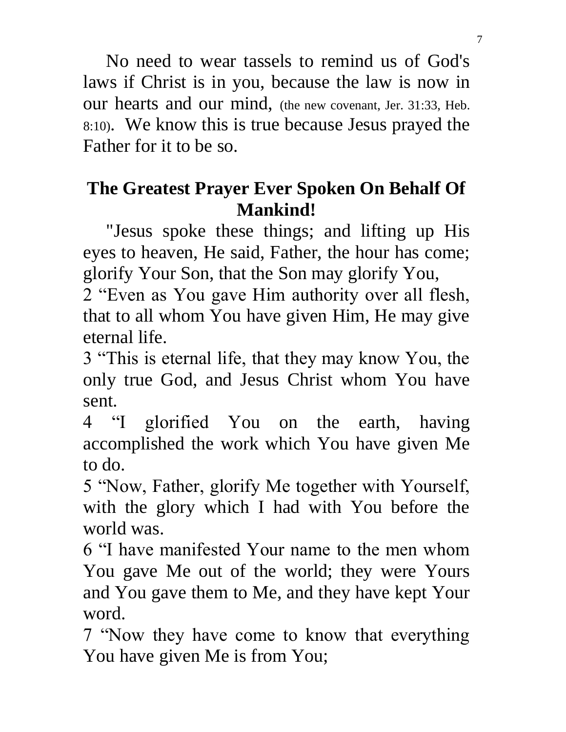No need to wear tassels to remind us of God's laws if Christ is in you, because the law is now in our hearts and our mind, (the new covenant, Jer. 31:33, Heb. 8:10). We know this is true because Jesus prayed the Father for it to be so.

## The Greatest Prayer Ever Spoken On Behalf Of Mankind!

"Jesus spoke these things; and lifting up His eyes to heaven, He said, Father, the hour has come; glorify Your Son, that the Son may glorify You,

2 "Even as You gave Him authority over all flesh, that to all whom You have given Him, He may give eternal life.

3 "This is eternal life, that they may know You, the only true God, and Jesus Christ whom You have sent.

4 "I glorified You on the earth, having accomplished the work which You have given Me to do.

5 "Now, Father, glorify Me together with Yourself, with the glory which I had with You before the world was.

6 "I have manifested Your name to the men whom You gave Me out of the world; they were Yours and You gave them to Me, and they have kept Your word.

7 "Now they have come to know that everything You have given Me is from You;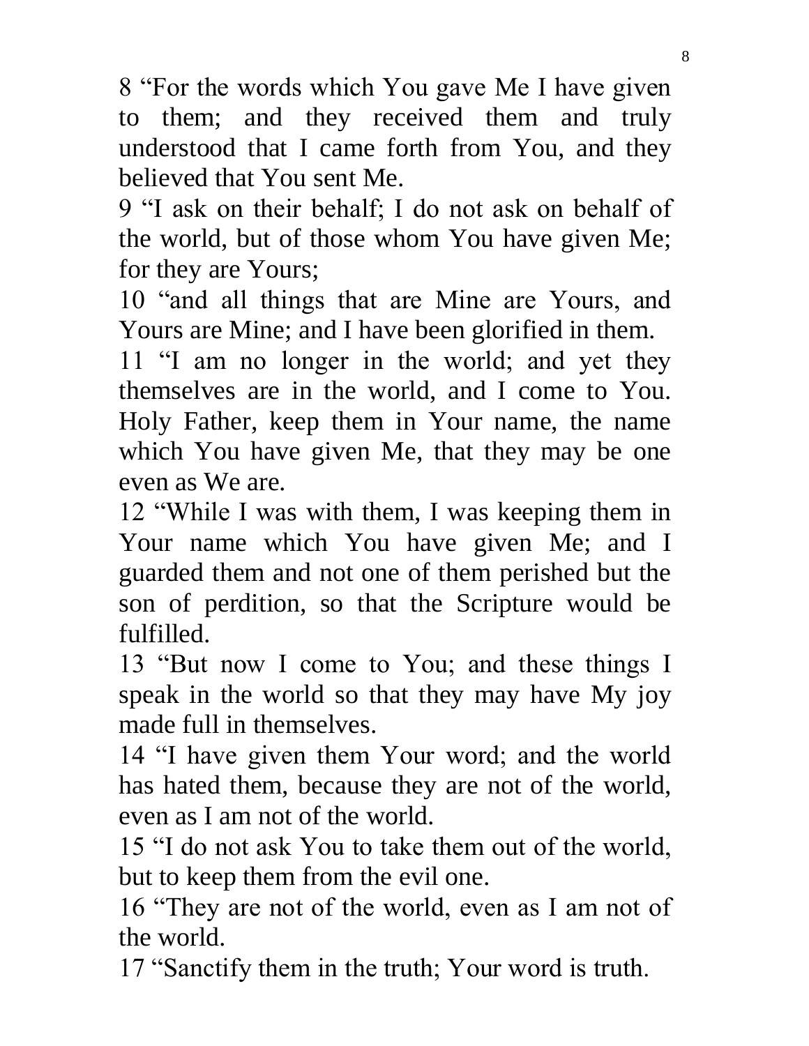8 “For the words which You gave Me I have given to them; and they received them and truly understood that I came forth from You, and they believed that You sent Me.

9 “I ask on their behalf; I do not ask on behalf of the world, but of those whom You have given Me; for they are Yours;

10 “and all things that are Mine are Yours, and Yours are Mine; and I have been glorified in them.

11 “I am no longer in the world; and yet they themselves are in the world, and I come to You. Holy Father, keep them in Your name, the name which You have given Me, that they may be one even as We are.

12 “While I was with them, I was keeping them in Your name which You have given Me; and I guarded them and not one of them perished but the son of perdition, so that the Scripture would be fulfilled.

13 “But now I come to You; and these things I speak in the world so that they may have My joy made full in themselves.

14 “I have given them Your word; and the world has hated them, because they are not of the world, even as I am not of the world.

15 “I do not ask You to take them out of the world, but to keep them from the evil one.

16 “They are not of the world, even as I am not of the world.

17 “Sanctify them in the truth; Your word is truth.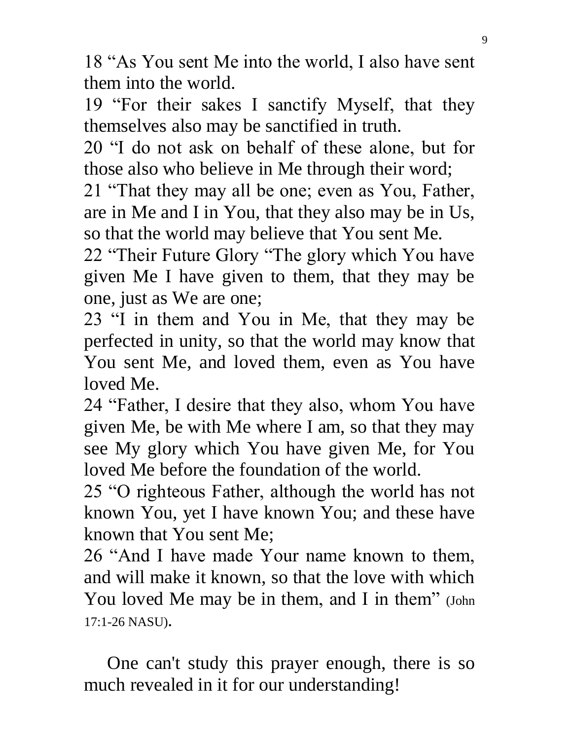18 “As You sent Me into the world, I also have sent them into the world.

19 “For their sakes I sanctify Myself, that they themselves also may be sanctified in truth.

20 “I do not ask on behalf of these alone, but for those also who believe in Me through their word;

21 “That they may all be one; even as You, Father, are in Me and I in You, that they also may be in Us, so that the world may believe that You sent Me.

22 “Their Future Glory “The glory which You have given Me I have given to them, that they may be one, just as We are one;

23 “I in them and You in Me, that they may be perfected in unity, so that the world may know that You sent Me, and loved them, even as You have loved Me.

24 “Father, I desire that they also, whom You have given Me, be with Me where I am, so that they may see My glory which You have given Me, for You loved Me before the foundation of the world.

25 “O righteous Father, although the world has not known You, yet I have known You; and these have known that You sent Me;

26 “And I have made Your name known to them, and will make it known, so that the love with which You loved Me may be in them, and I in them” (John 17:1-26 NASU).

One can't study this prayer enough, there is so much revealed in it for our understanding!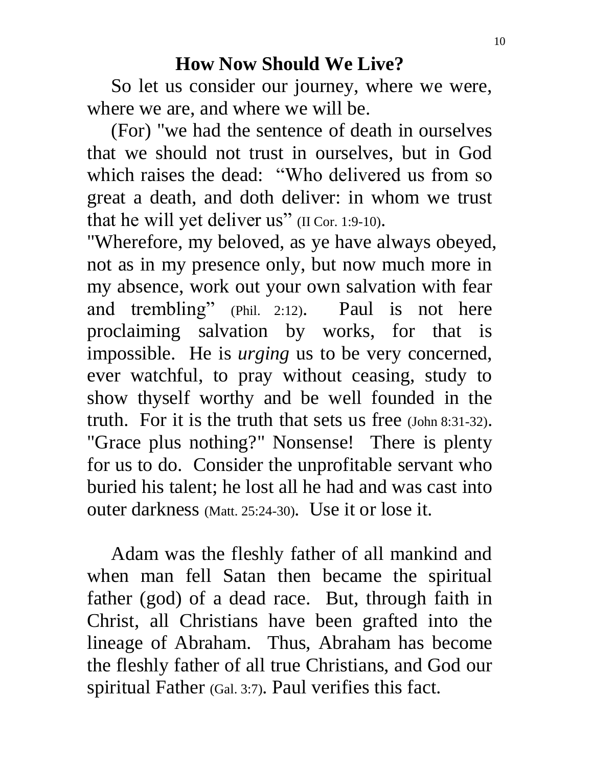## How Now Should We Live?

So let us consider our journey, where we were, where we are, and where we will be.

(For) "we had the sentence of death in ourselves that we should not trust in ourselves, but in God which raises the dead: "Who delivered us from so great a death, and doth deliver: in whom we trust that he will yet deliver us" (II Cor. 1:9-10).

"Wherefore, my beloved, as ye have always obeyed, not as in my presence only, but now much more in my absence, work out your own salvation with fear and trembling" (Phil. 2:12). Paul is not here proclaiming salvation by works, for that is impossible. He is *urging* us to be very concerned, ever watchful, to pray without ceasing, study to show thyself worthy and be well founded in the truth. For it is the truth that sets us free (John 8:31-32). "Grace plus nothing?" Nonsense! There is plenty for us to do. Consider the unprofitable servant who buried his talent; he lost all he had and was cast into outer darkness (Matt. 25:24-30). Use it or lose it.

Adam was the fleshly father of all mankind and when man fell Satan then became the spiritual father (god) of a dead race. But, through faith in Christ, all Christians have been grafted into the lineage of Abraham. Thus, Abraham has become the fleshly father of all true Christians, and God our spiritual Father (Gal. 3:7). Paul verifies this fact.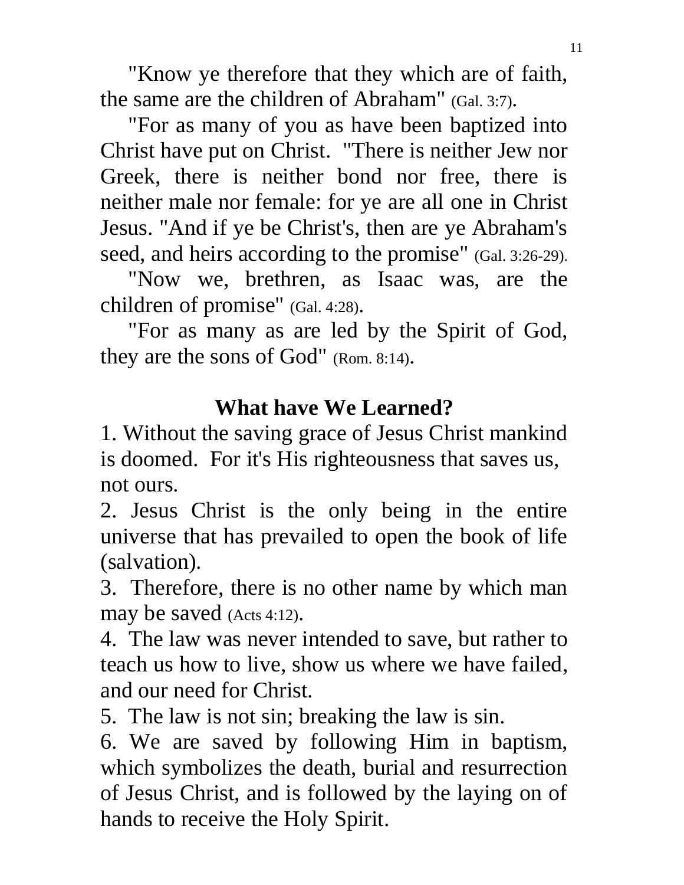"Know ye therefore that they which are of faith, the same are the children of Abraham" (Gal. 3:7).

"For as many of you as have been baptized into Christ have put on Christ. "There is neither Jew nor Greek, there is neither bond nor free, there is neither male nor female: for ye are all one in Christ Jesus. "And if ye be Christ's, then are ye Abraham's seed, and heirs according to the promise" (Gal. 3:26-29).

"Now we, brethren, as Isaac was, are the children of promise" (Gal. 4:28).

"For as many as are led by the Spirit of God, they are the sons of God" (Rom. 8:14).

## What have We Learned?

1. Without the saving grace of Jesus Christ mankind is doomed. For it's His righteousness that saves us, not ours.
2. Jesus Christ is the only being in the entire universe that has prevailed to open the book of life (salvation).
3. Therefore, there is no other name by which man may be saved (Acts 4:12).
4. The law was never intended to save, but rather to teach us how to live, show us where we have failed, and our need for Christ.
5. The law is not sin; breaking the law is sin.
6. We are saved by following Him in baptism, which symbolizes the death, burial and resurrection of Jesus Christ, and is followed by the laying on of hands to receive the Holy Spirit.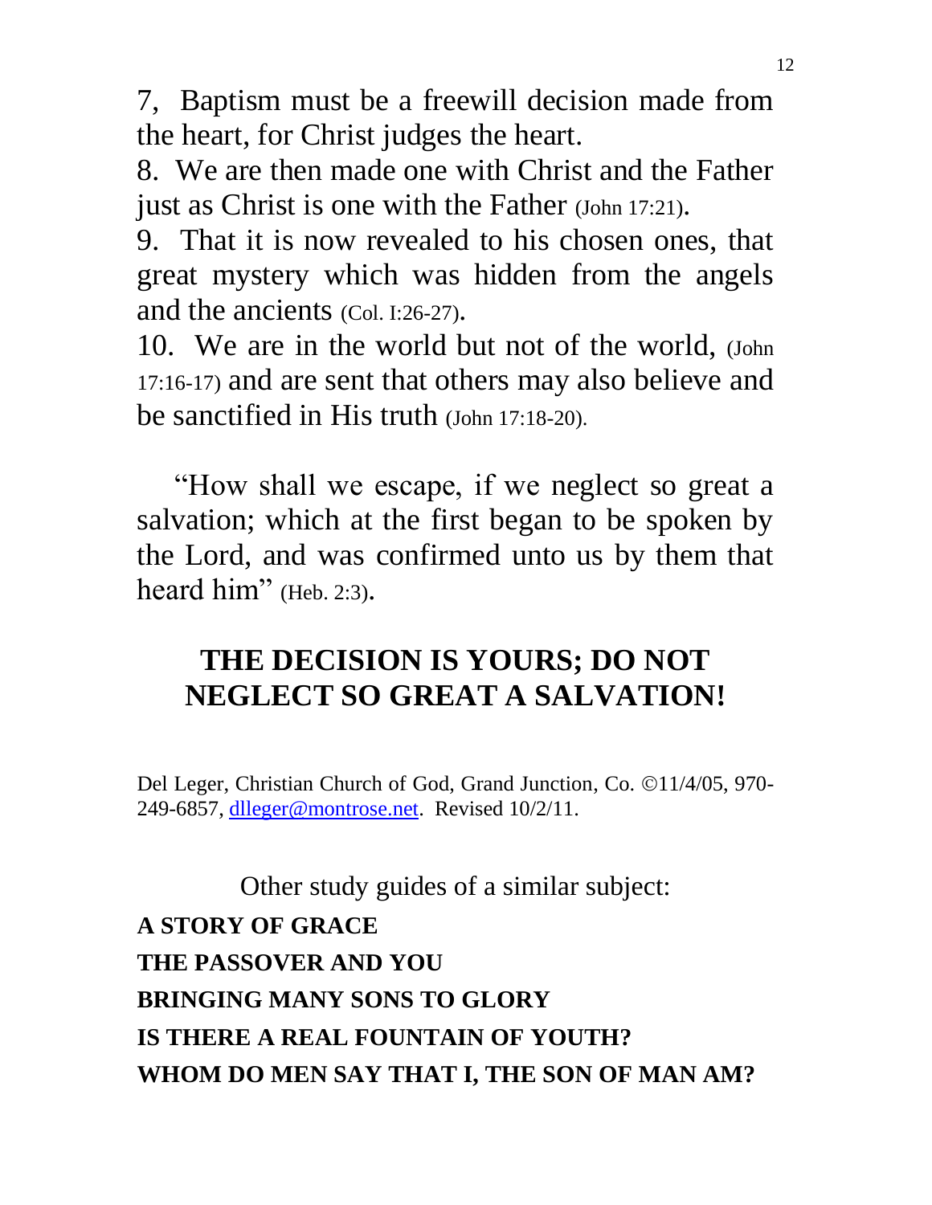7, Baptism must be a freewill decision made from the heart, for Christ judges the heart.

8. We are then made one with Christ and the Father just as Christ is one with the Father (John 17:21).

9. That it is now revealed to his chosen ones, that great mystery which was hidden from the angels and the ancients (Col. I:26-27).

10. We are in the world but not of the world, (John 17:16-17) and are sent that others may also believe and be sanctified in His truth (John 17:18-20).

"How shall we escape, if we neglect so great a salvation; which at the first began to be spoken by the Lord, and was confirmed unto us by them that heard him" (Heb. 2:3).

## THE DECISION IS YOURS; DO NOT NEGLECT SO GREAT A SALVATION!

Del Leger, Christian Church of God, Grand Junction, Co. ©11/4/05, 970-249-6857, dlleger@montrose.net. Revised 10/2/11.

Other study guides of a similar subject:

**A STORY OF GRACE**

**THE PASSOVER AND YOU**

**BRINGING MANY SONS TO GLORY**

**IS THERE A REAL FOUNTAIN OF YOUTH?**

**WHOM DO MEN SAY THAT I, THE SON OF MAN AM?**